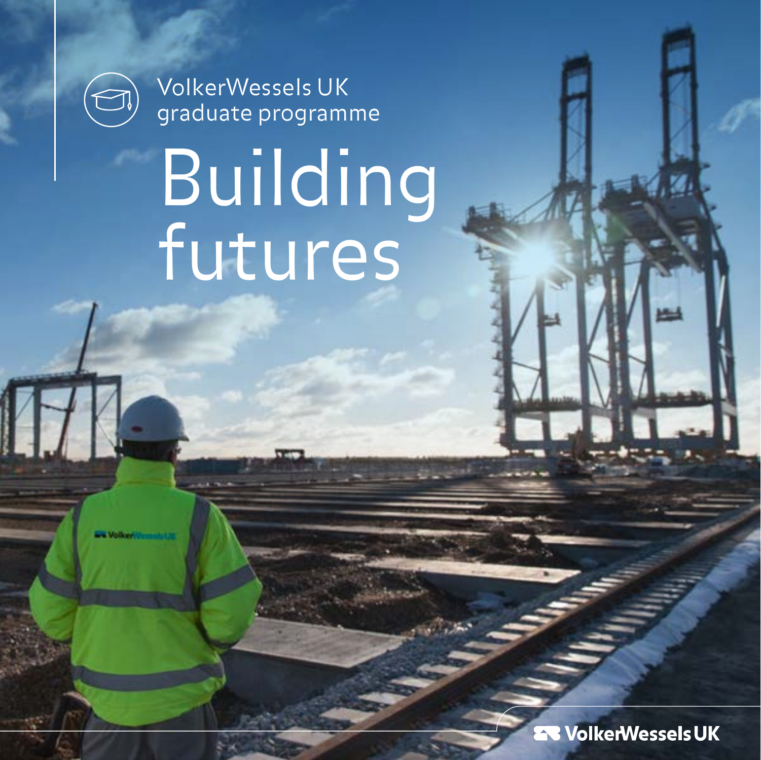VolkerWessels UK graduate programme

# Building futures

VolkerWessels UK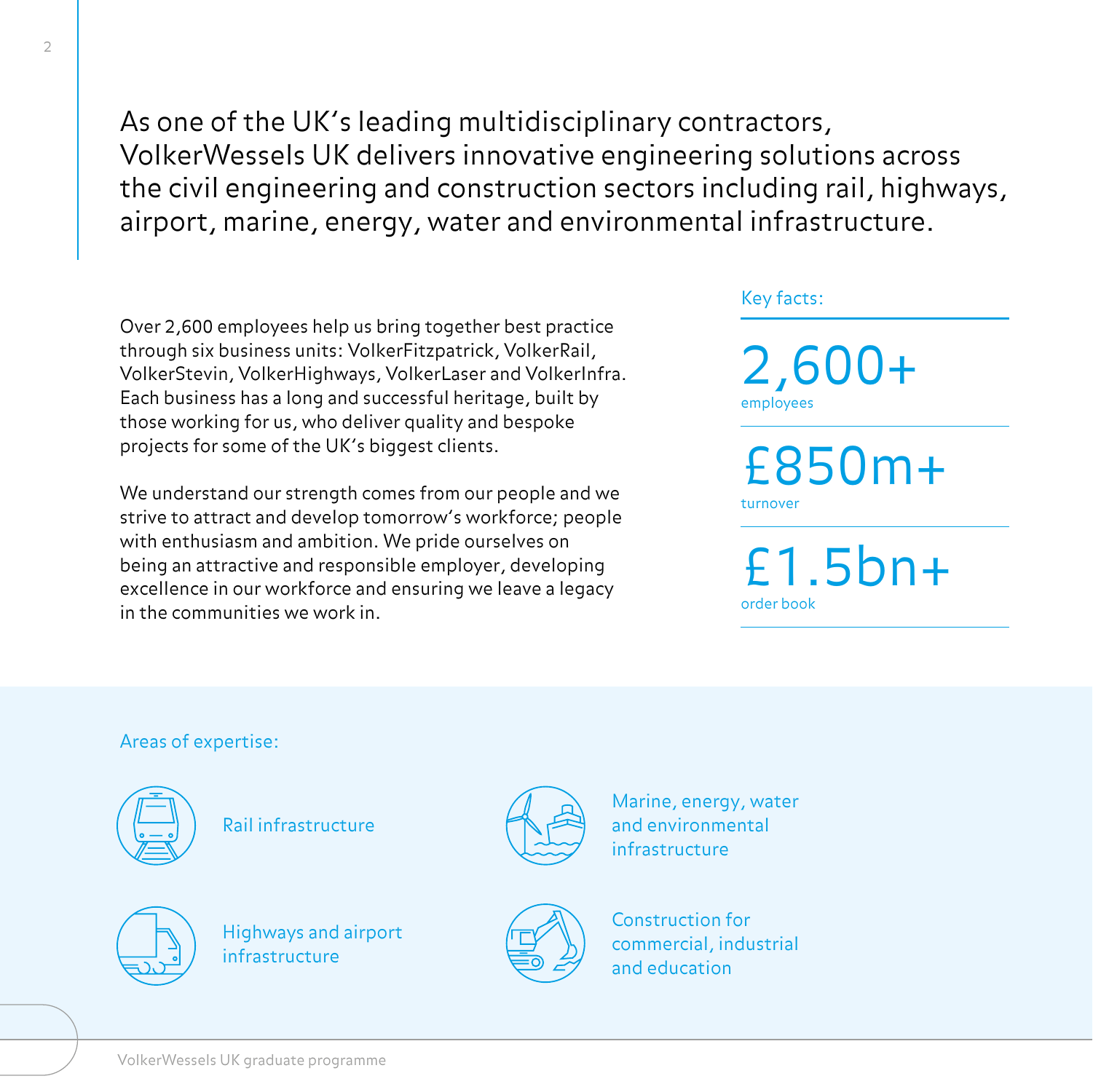As one of the UK's leading multidisciplinary contractors, VolkerWessels UK delivers innovative engineering solutions across the civil engineering and construction sectors including rail, highways, airport, marine, energy, water and environmental infrastructure.

Over 2,600 employees help us bring together best practice through six business units: VolkerFitzpatrick, VolkerRail, VolkerStevin, VolkerHighways, VolkerLaser and VolkerInfra. Each business has a long and successful heritage, built by those working for us, who deliver quality and bespoke projects for some of the UK's biggest clients.

We understand our strength comes from our people and we strive to attract and develop tomorrow's workforce; people with enthusiasm and ambition. We pride ourselves on being an attractive and responsible employer, developing excellence in our workforce and ensuring we leave a legacy in the communities we work in.

Key facts:

**2,600+**
employees

**£850m+**
turnover

**£1.5bn+**
order book

Areas of expertise:

- Rail infrastructure
- Marine, energy, water and environmental infrastructure
- Highways and airport infrastructure
- Construction for commercial, industrial and education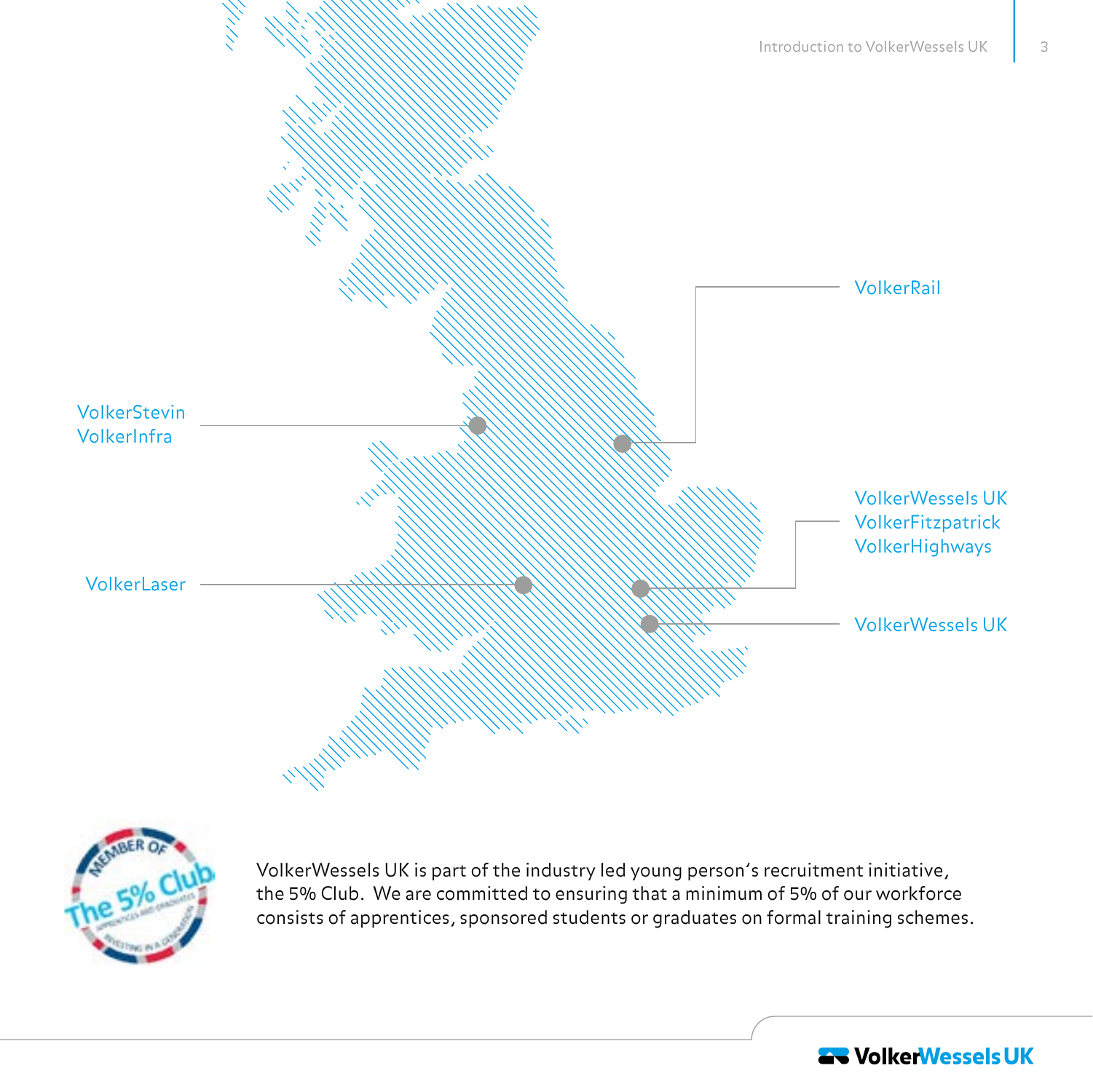VolkerRail

VolkerStevin
VolkerInfra

VolkerWessels UK
VolkerFitzpatrick
VolkerHighways

VolkerLaser

VolkerWessels UK

VolkerWessels UK is part of the industry led young person's recruitment initiative, the 5% Club. We are committed to ensuring that a minimum of 5% of our workforce consists of apprentices, sponsored students or graduates on formal training schemes.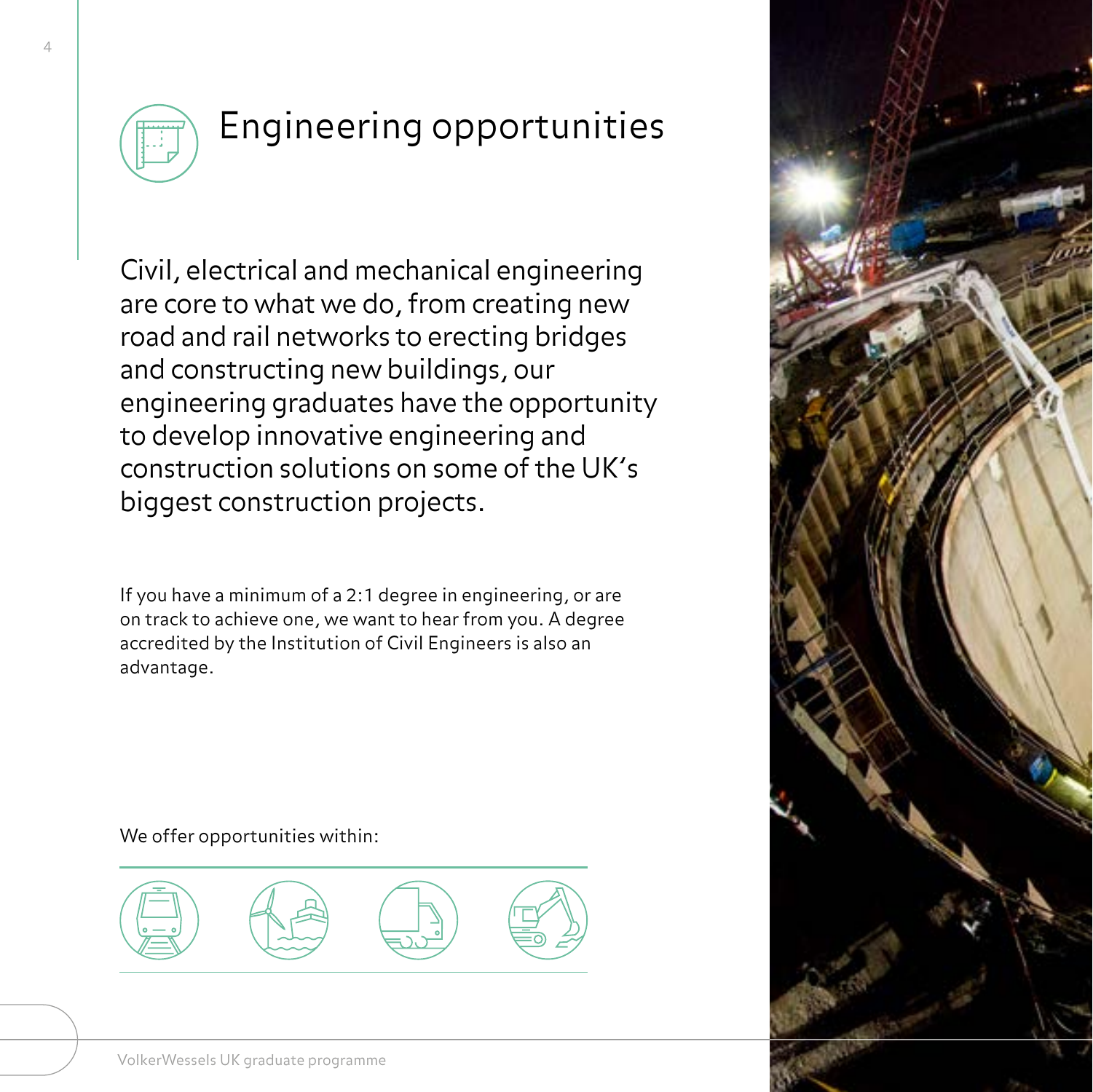# Engineering opportunities

Civil, electrical and mechanical engineering are core to what we do, from creating new road and rail networks to erecting bridges and constructing new buildings, our engineering graduates have the opportunity to develop innovative engineering and construction solutions on some of the UK's biggest construction projects.

If you have a minimum of a 2:1 degree in engineering, or are on track to achieve one, we want to hear from you. A degree accredited by the Institution of Civil Engineers is also an advantage.

We offer opportunities within: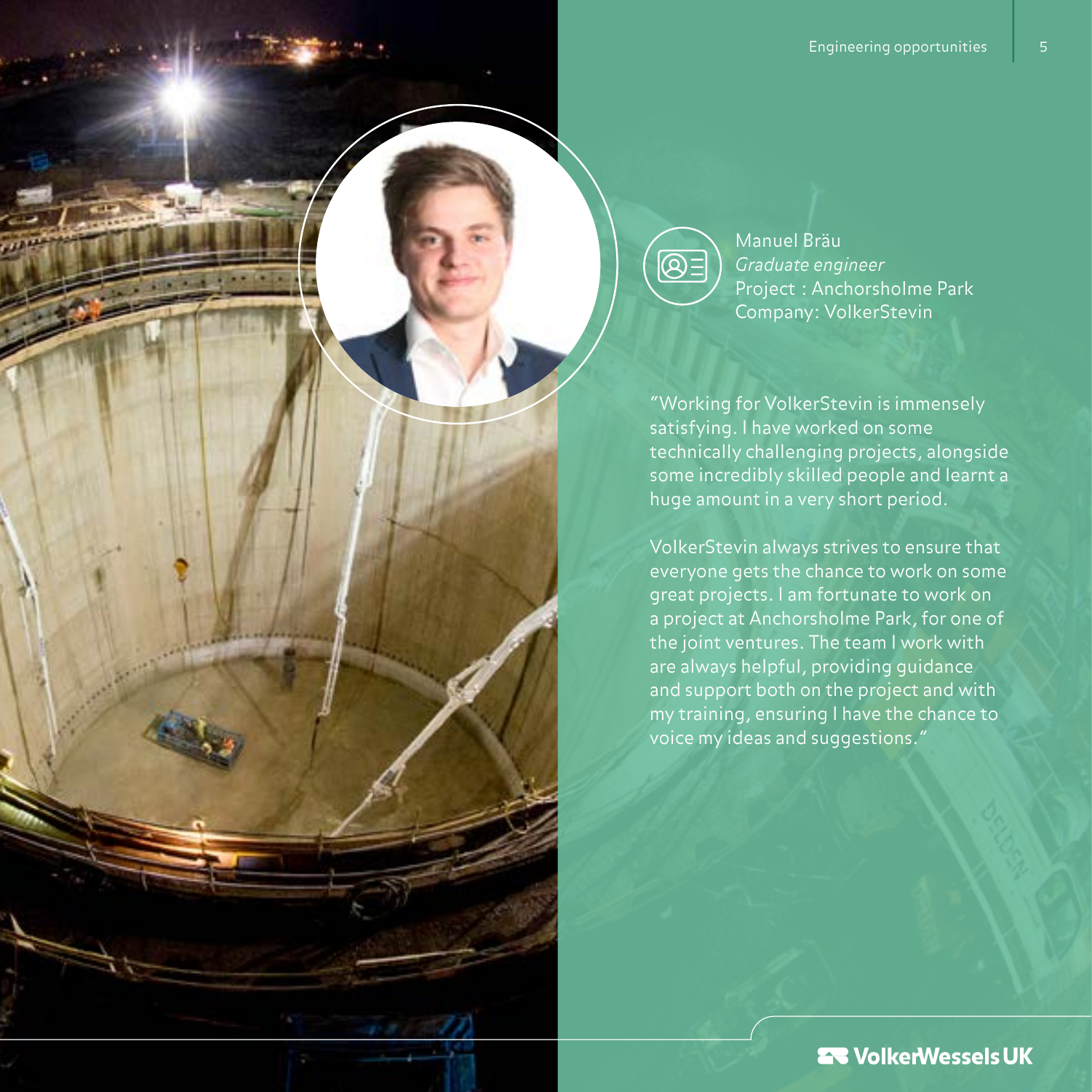Manuel Bräu
*Graduate engineer*
Project : Anchorsholme Park
Company: VolkerStevin

"Working for VolkerStevin is immensely satisfying. I have worked on some technically challenging projects, alongside some incredibly skilled people and learnt a huge amount in a very short period.

VolkerStevin always strives to ensure that everyone gets the chance to work on some great projects. I am fortunate to work on a project at Anchorsholme Park, for one of the joint ventures. The team I work with are always helpful, providing guidance and support both on the project and with my training, ensuring I have the chance to voice my ideas and suggestions."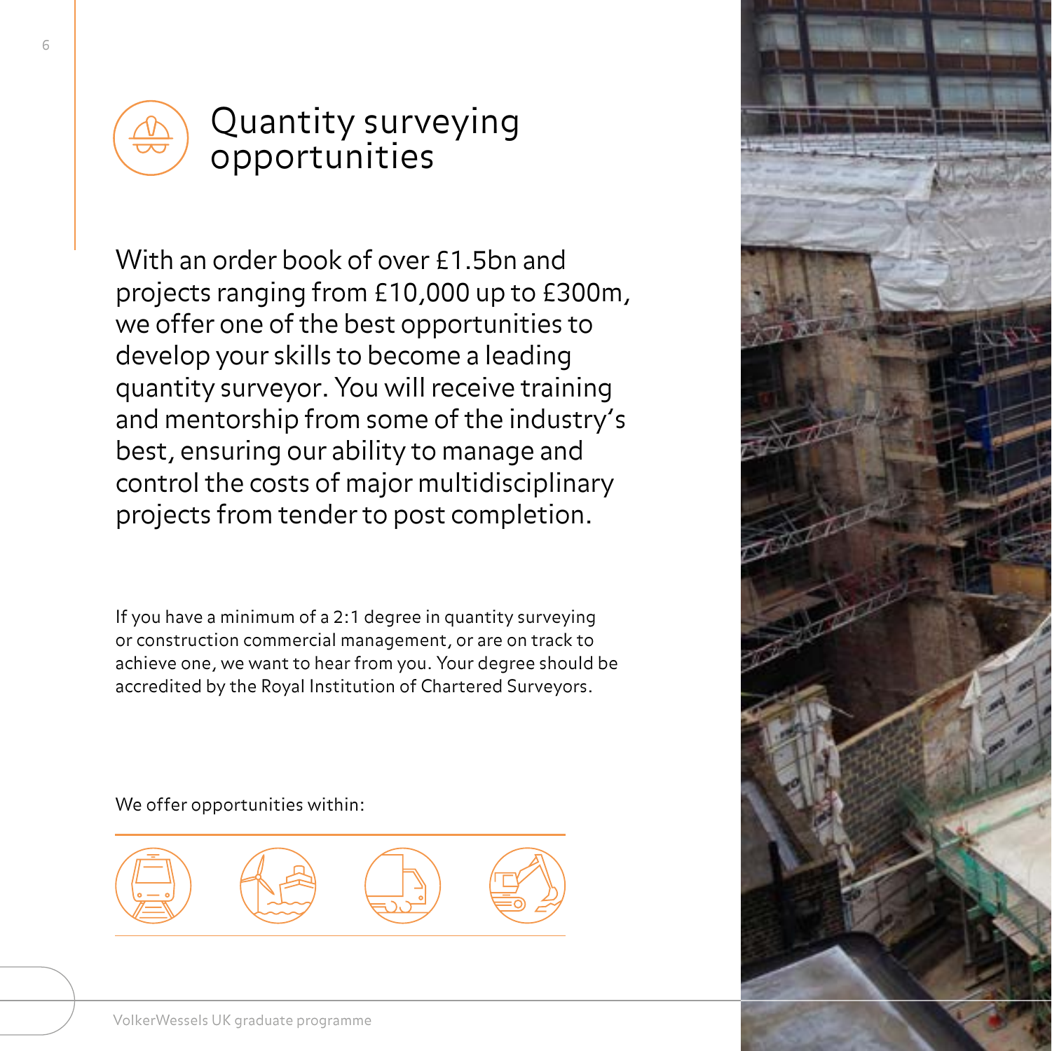# Quantity surveying opportunities

With an order book of over £1.5bn and projects ranging from £10,000 up to £300m, we offer one of the best opportunities to develop your skills to become a leading quantity surveyor. You will receive training and mentorship from some of the industry's best, ensuring our ability to manage and control the costs of major multidisciplinary projects from tender to post completion.

If you have a minimum of a 2:1 degree in quantity surveying or construction commercial management, or are on track to achieve one, we want to hear from you. Your degree should be accredited by the Royal Institution of Chartered Surveyors.

We offer opportunities within: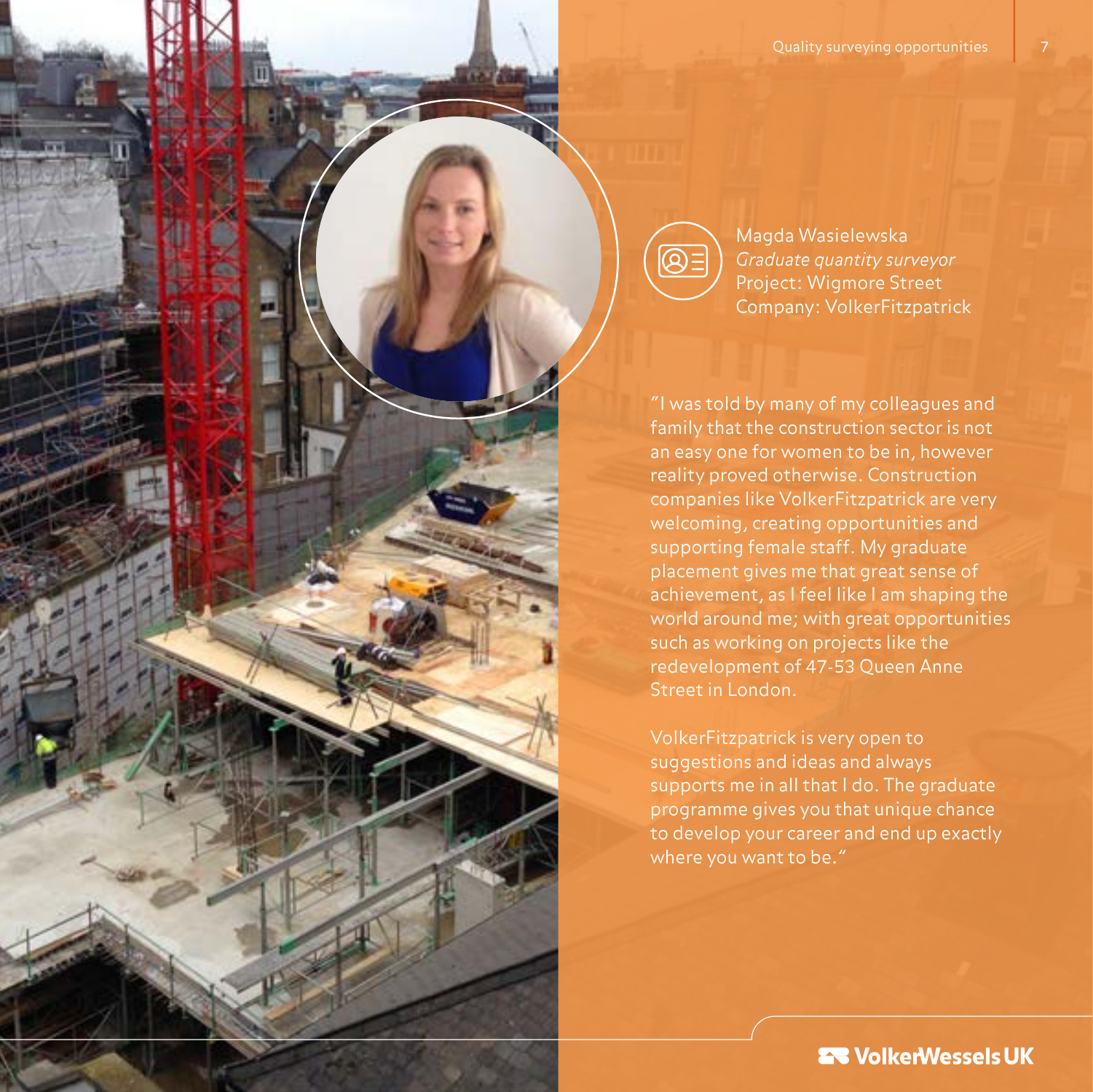Magda Wasielewska
*Graduate quantity surveyor*
Project: Wigmore Street
Company: VolkerFitzpatrick

"I was told by many of my colleagues and family that the construction sector is not an easy one for women to be in, however reality proved otherwise. Construction companies like VolkerFitzpatrick are very welcoming, creating opportunities and supporting female staff. My graduate placement gives me that great sense of achievement, as I feel like I am shaping the world around me; with great opportunities such as working on projects like the redevelopment of 47-53 Queen Anne Street in London.

VolkerFitzpatrick is very open to suggestions and ideas and always supports me in all that I do. The graduate programme gives you that unique chance to develop your career and end up exactly where you want to be."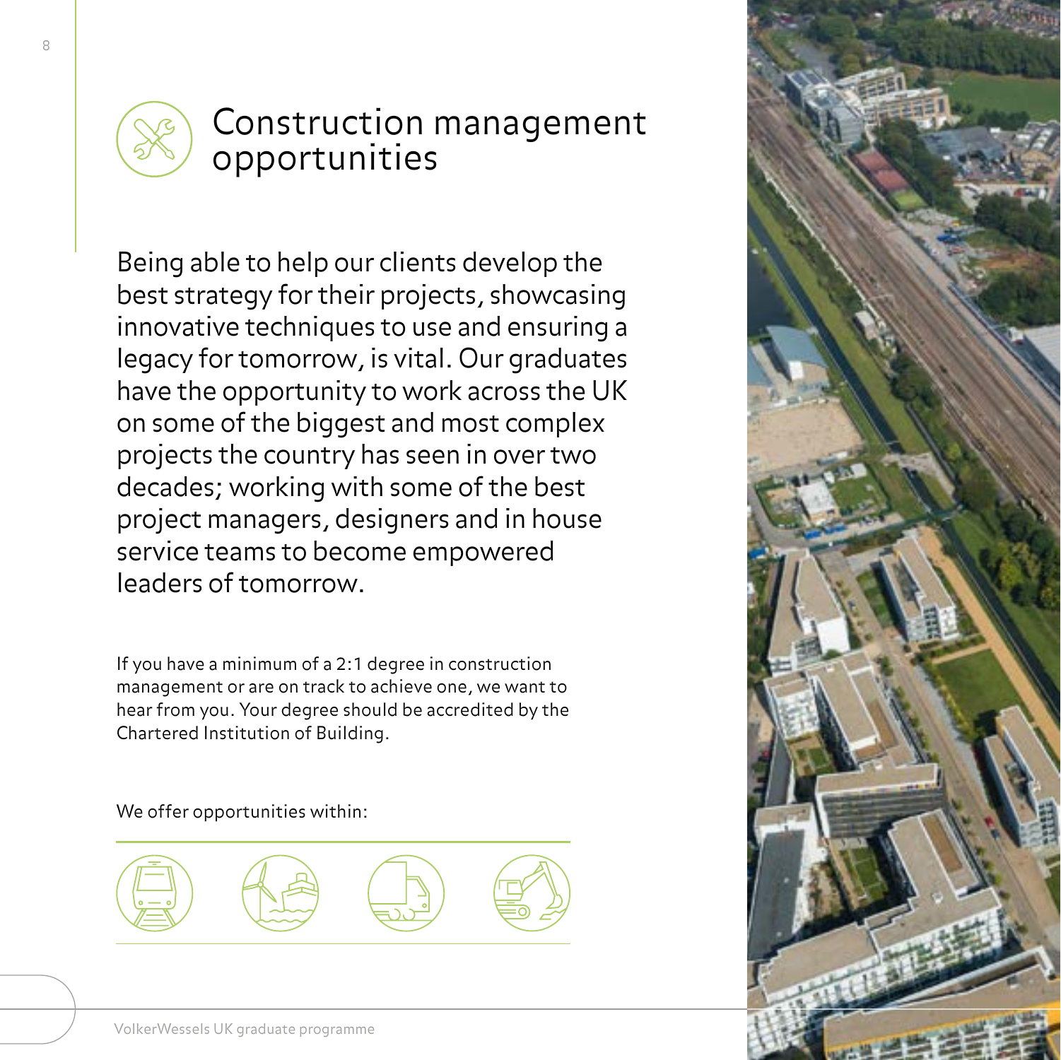# Construction management opportunities

Being able to help our clients develop the best strategy for their projects, showcasing innovative techniques to use and ensuring a legacy for tomorrow, is vital. Our graduates have the opportunity to work across the UK on some of the biggest and most complex projects the country has seen in over two decades; working with some of the best project managers, designers and in house service teams to become empowered leaders of tomorrow.

If you have a minimum of a 2:1 degree in construction management or are on track to achieve one, we want to hear from you. Your degree should be accredited by the Chartered Institution of Building.

We offer opportunities within: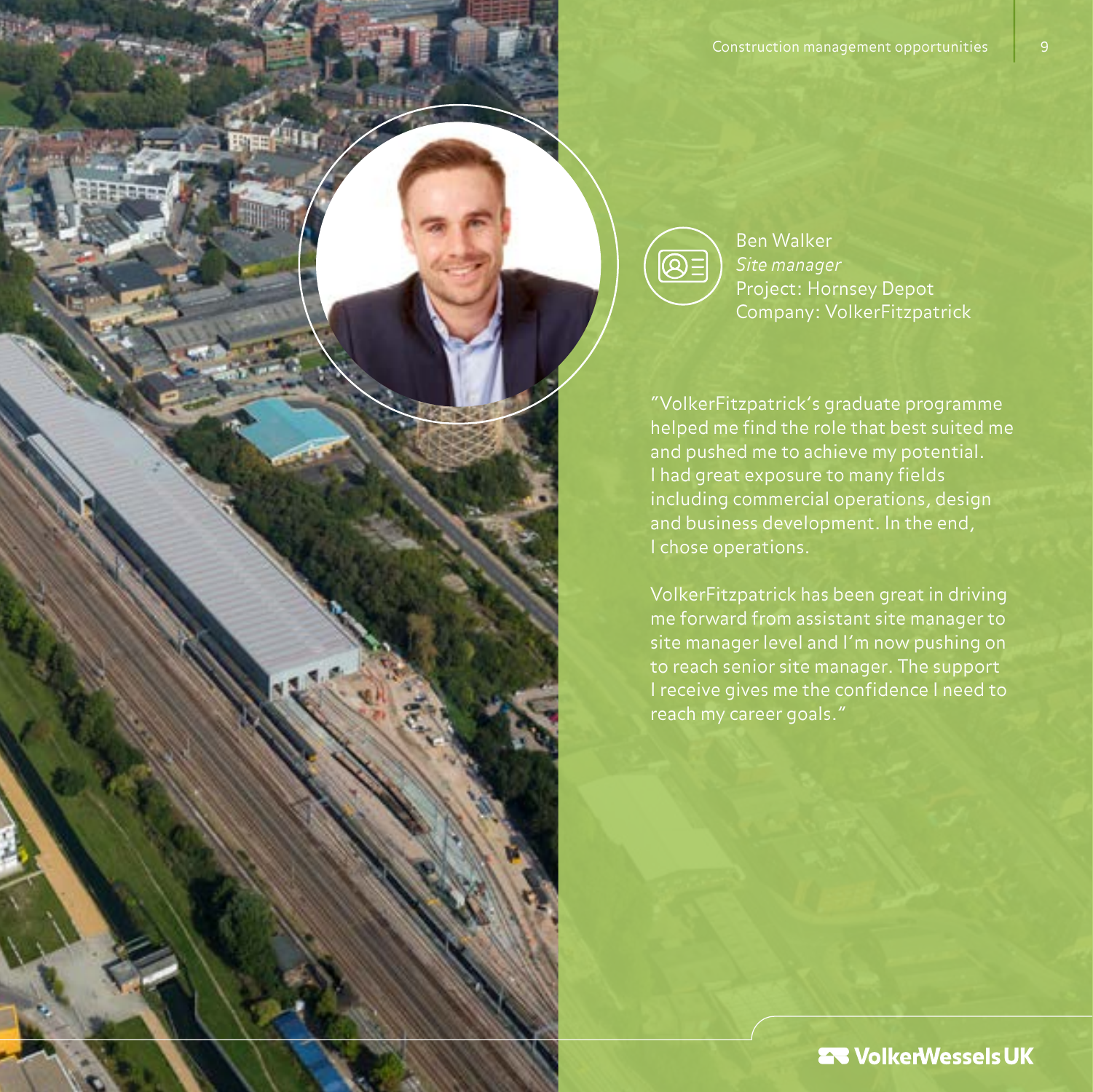Ben Walker
*Site manager*
Project: Hornsey Depot
Company: VolkerFitzpatrick

"VolkerFitzpatrick's graduate programme helped me find the role that best suited me and pushed me to achieve my potential. I had great exposure to many fields including commercial operations, design and business development. In the end, I chose operations.

VolkerFitzpatrick has been great in driving me forward from assistant site manager to site manager level and I'm now pushing on to reach senior site manager. The support I receive gives me the confidence I need to reach my career goals."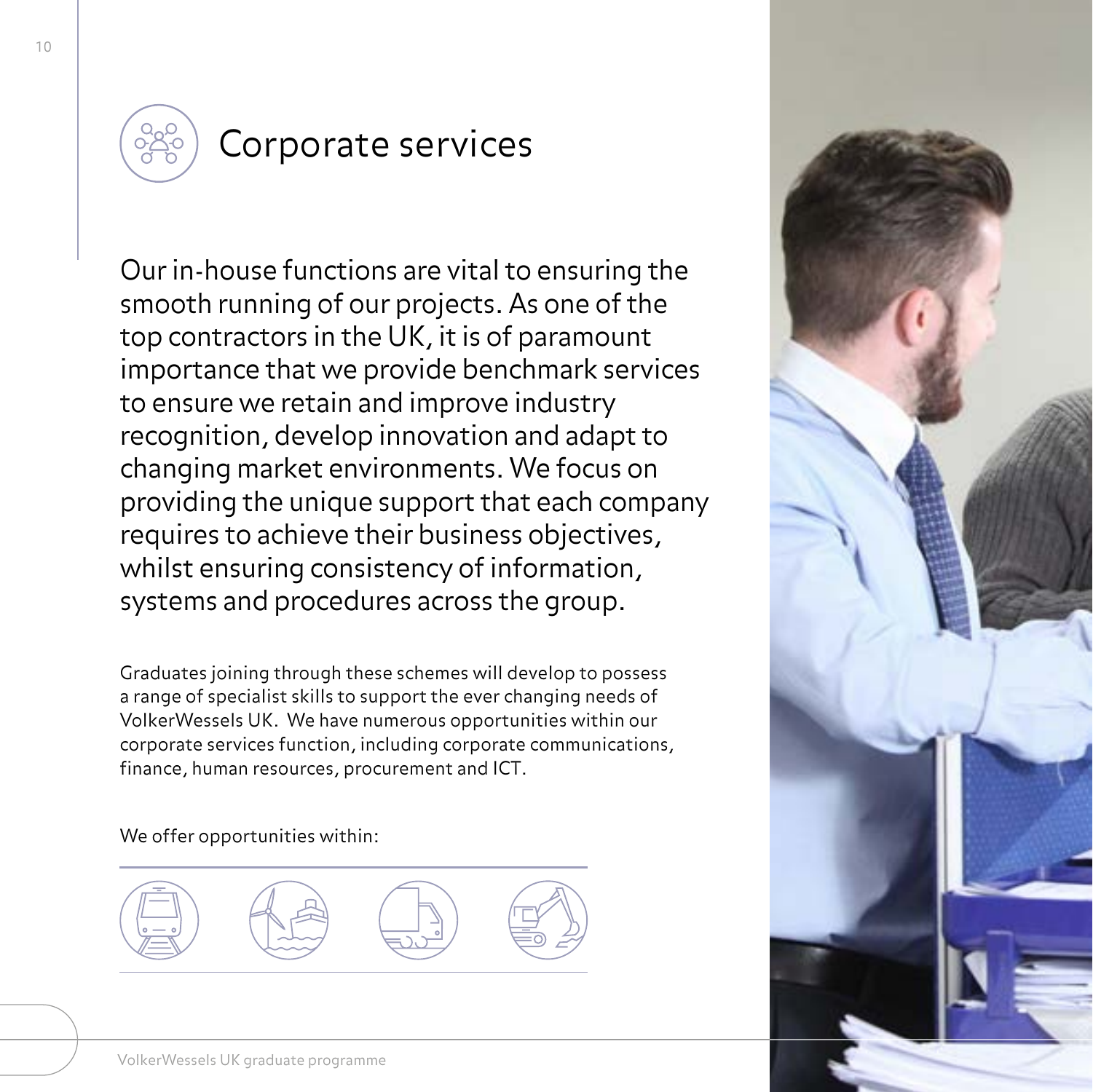# Corporate services

Our in-house functions are vital to ensuring the smooth running of our projects. As one of the top contractors in the UK, it is of paramount importance that we provide benchmark services to ensure we retain and improve industry recognition, develop innovation and adapt to changing market environments. We focus on providing the unique support that each company requires to achieve their business objectives, whilst ensuring consistency of information, systems and procedures across the group.

Graduates joining through these schemes will develop to possess a range of specialist skills to support the ever changing needs of VolkerWessels UK. We have numerous opportunities within our corporate services function, including corporate communications, finance, human resources, procurement and ICT.

We offer opportunities within: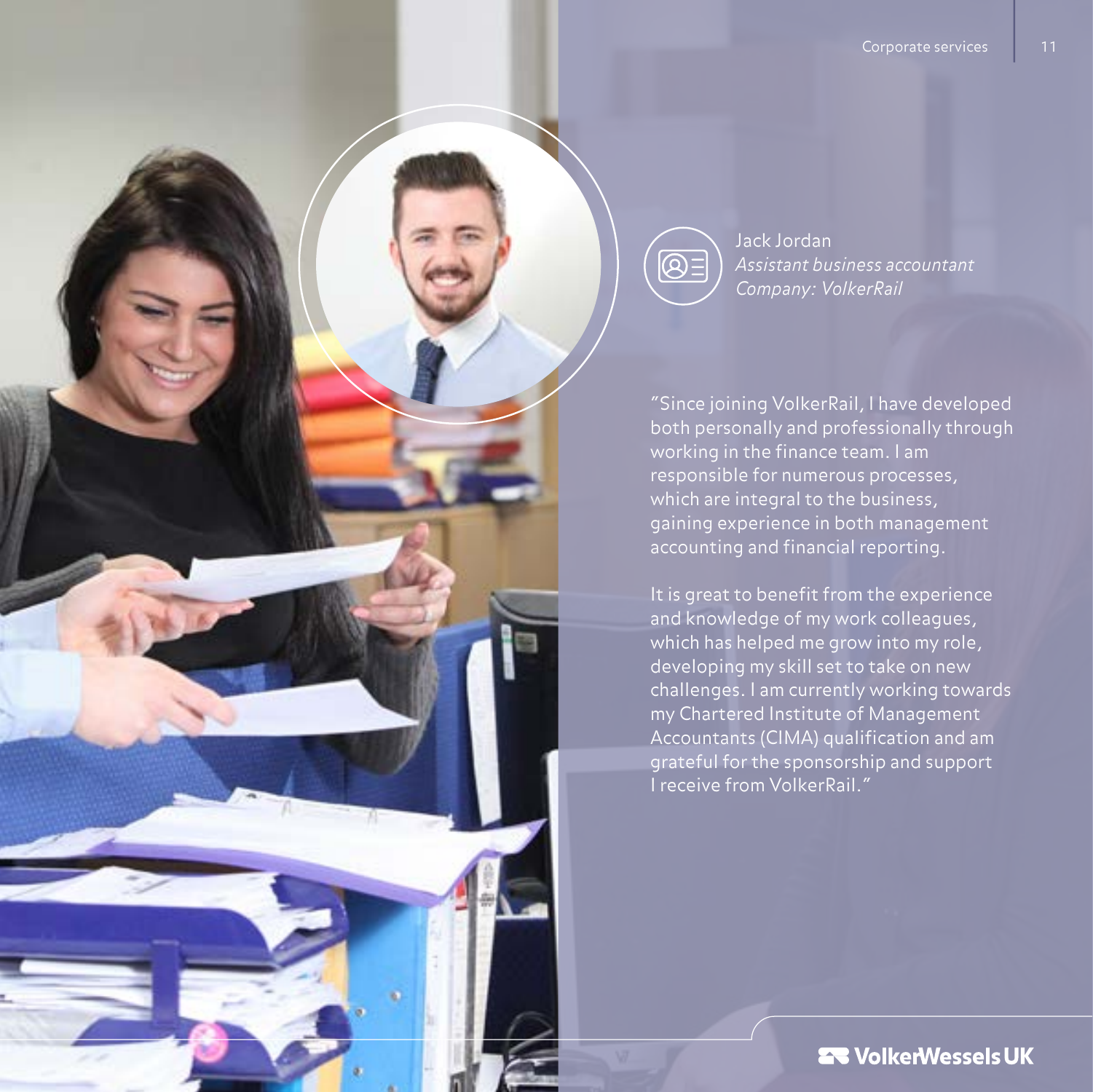Jack Jordan
*Assistant business accountant*
*Company: VolkerRail*

"Since joining VolkerRail, I have developed both personally and professionally through working in the finance team. I am responsible for numerous processes, which are integral to the business, gaining experience in both management accounting and financial reporting.

It is great to benefit from the experience and knowledge of my work colleagues, which has helped me grow into my role, developing my skill set to take on new challenges. I am currently working towards my Chartered Institute of Management Accountants (CIMA) qualification and am grateful for the sponsorship and support I receive from VolkerRail."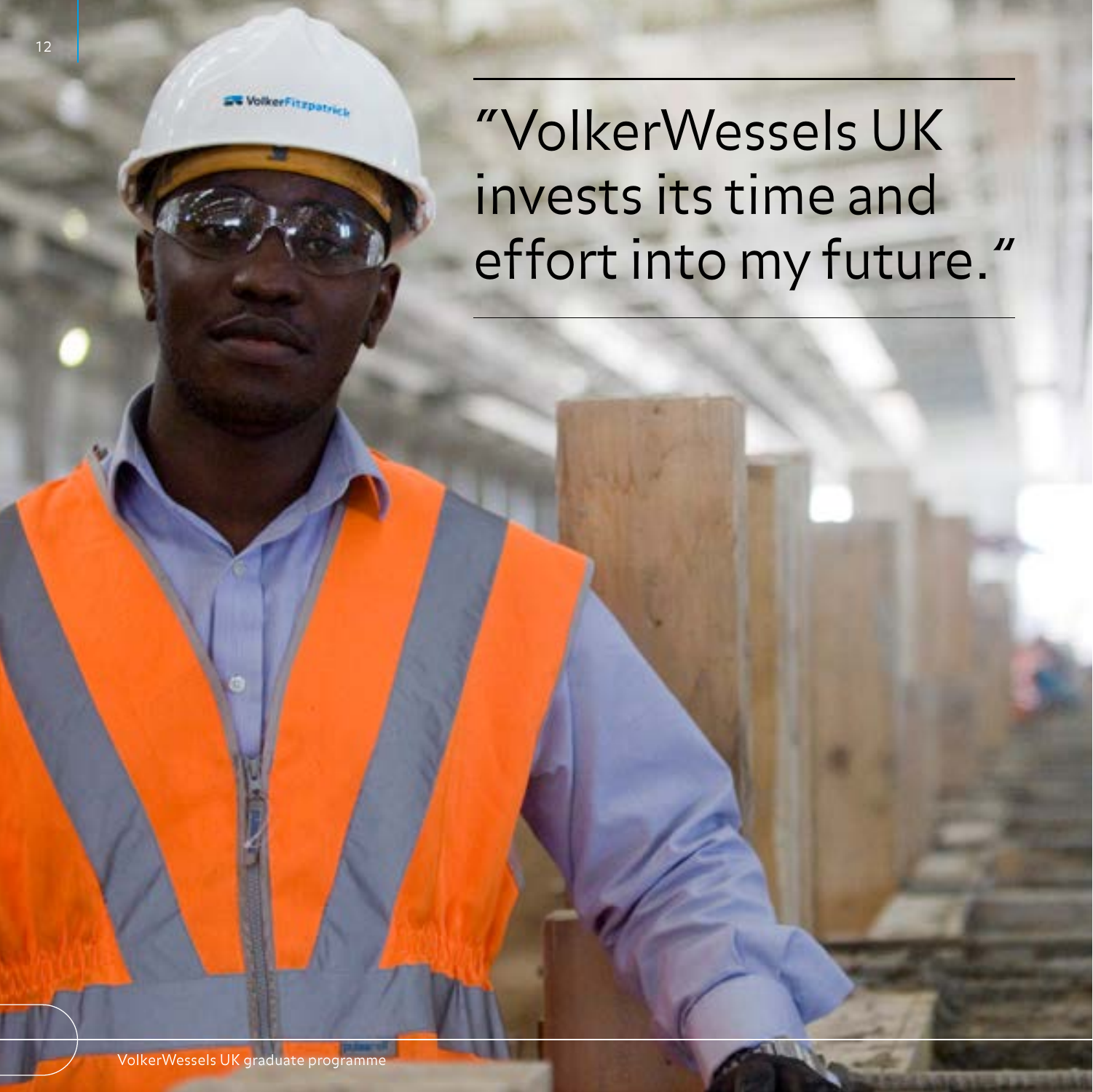"VolkerWessels UK invests its time and effort into my future."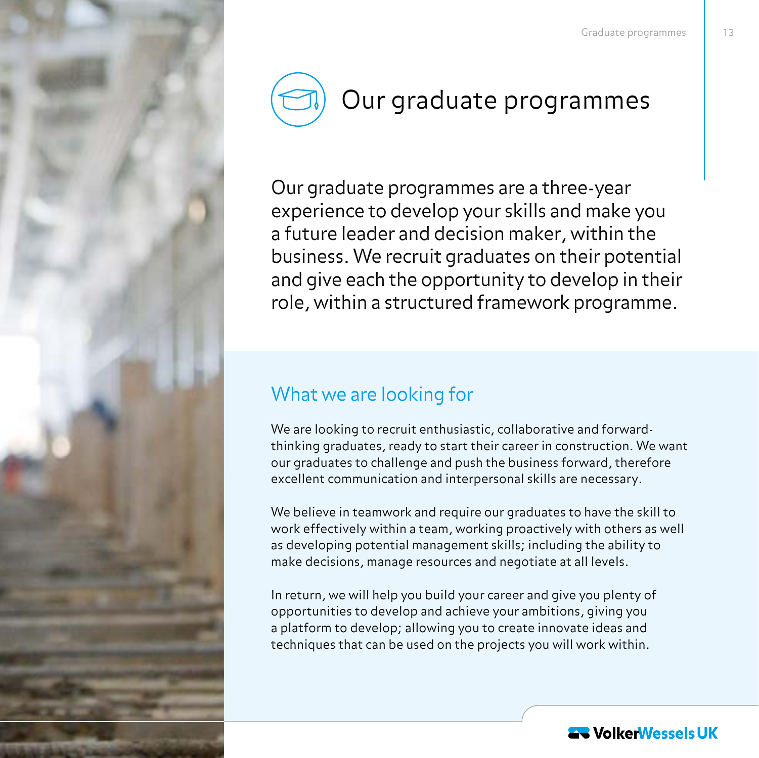# Our graduate programmes

Our graduate programmes are a three-year experience to develop your skills and make you a future leader and decision maker, within the business. We recruit graduates on their potential and give each the opportunity to develop in their role, within a structured framework programme.

## What we are looking for

We are looking to recruit enthusiastic, collaborative and forward-thinking graduates, ready to start their career in construction. We want our graduates to challenge and push the business forward, therefore excellent communication and interpersonal skills are necessary.

We believe in teamwork and require our graduates to have the skill to work effectively within a team, working proactively with others as well as developing potential management skills; including the ability to make decisions, manage resources and negotiate at all levels.

In return, we will help you build your career and give you plenty of opportunities to develop and achieve your ambitions, giving you a platform to develop; allowing you to create innovate ideas and techniques that can be used on the projects you will work within.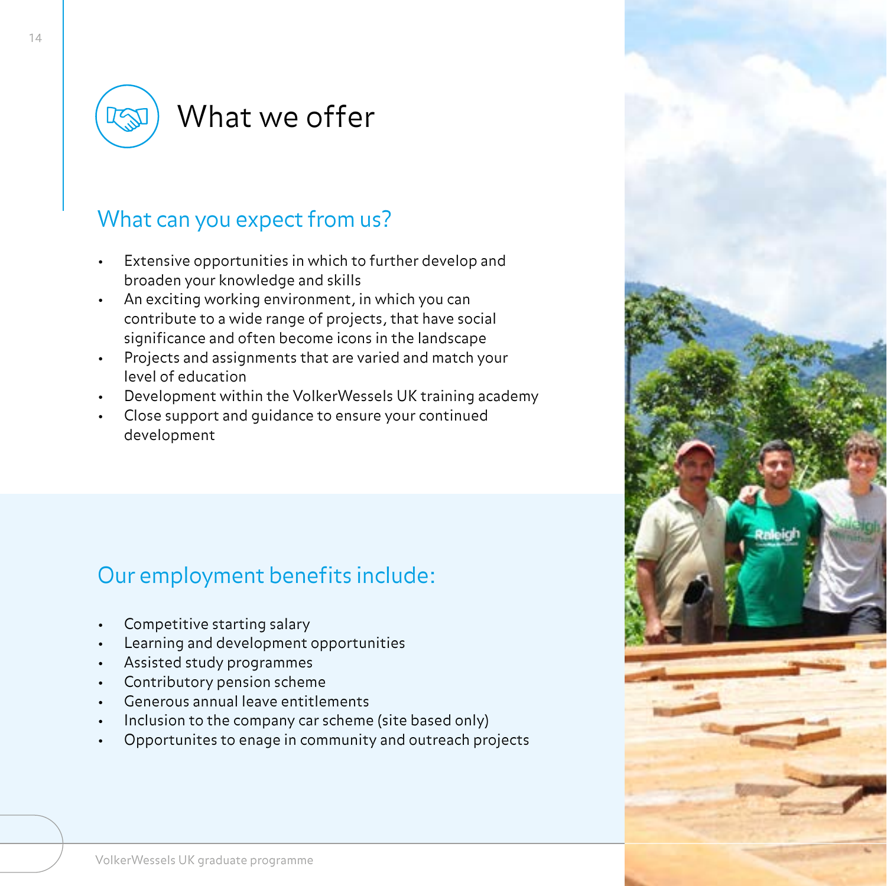# What we offer

## What can you expect from us?

- Extensive opportunities in which to further develop and broaden your knowledge and skills
- An exciting working environment, in which you can contribute to a wide range of projects, that have social significance and often become icons in the landscape
- Projects and assignments that are varied and match your level of education
- Development within the VolkerWessels UK training academy
- Close support and guidance to ensure your continued development

## Our employment benefits include:

- Competitive starting salary
- Learning and development opportunities
- Assisted study programmes
- Contributory pension scheme
- Generous annual leave entitlements
- Inclusion to the company car scheme (site based only)
- Opportunites to enage in community and outreach projects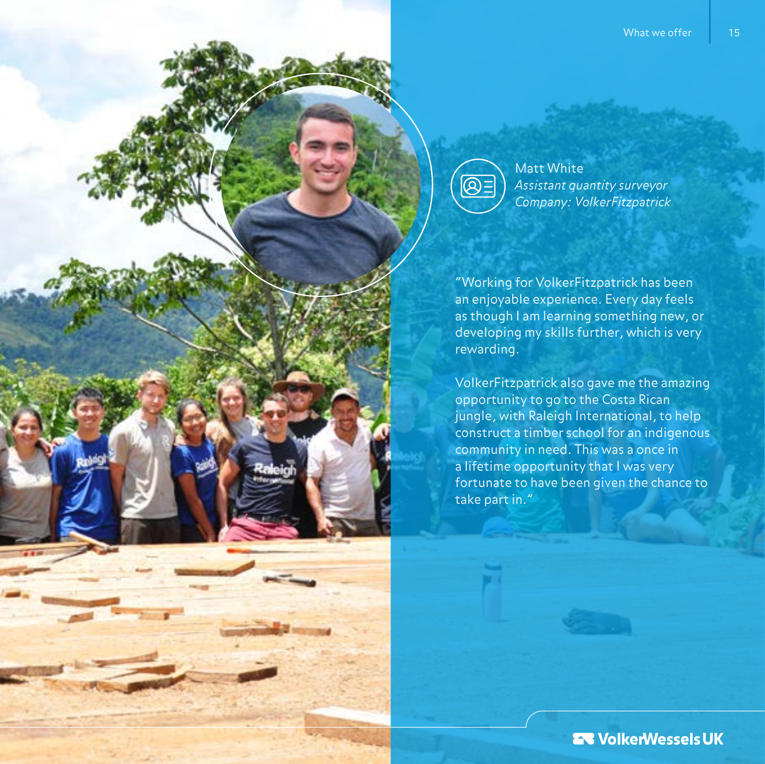Matt White
*Assistant quantity surveyor*
*Company: VolkerFitzpatrick*

"Working for VolkerFitzpatrick has been an enjoyable experience. Every day feels as though I am learning something new, or developing my skills further, which is very rewarding.

VolkerFitzpatrick also gave me the amazing opportunity to go to the Costa Rican jungle, with Raleigh International, to help construct a timber school for an indigenous community in need. This was a once in a lifetime opportunity that I was very fortunate to have been given the chance to take part in."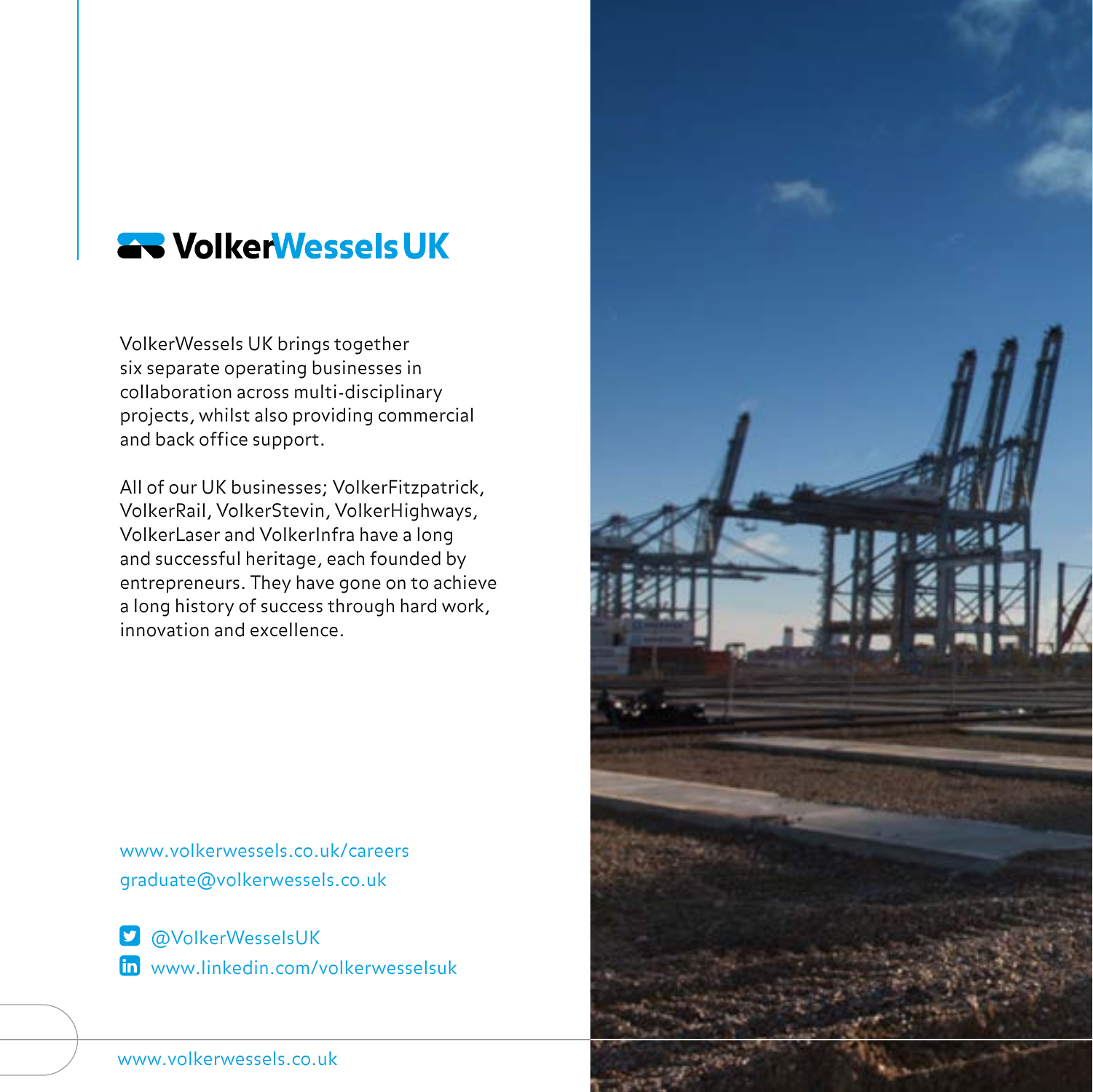# VolkerWessels UK

VolkerWessels UK brings together six separate operating businesses in collaboration across multi-disciplinary projects, whilst also providing commercial and back office support.

All of our UK businesses; VolkerFitzpatrick, VolkerRail, VolkerStevin, VolkerHighways, VolkerLaser and VolkerInfra have a long and successful heritage, each founded by entrepreneurs. They have gone on to achieve a long history of success through hard work, innovation and excellence.

www.volkerwessels.co.uk/careers
graduate@volkerwessels.co.uk

@VolkerWesselsUK
www.linkedin.com/volkerwesselsuk

www.volkerwessels.co.uk